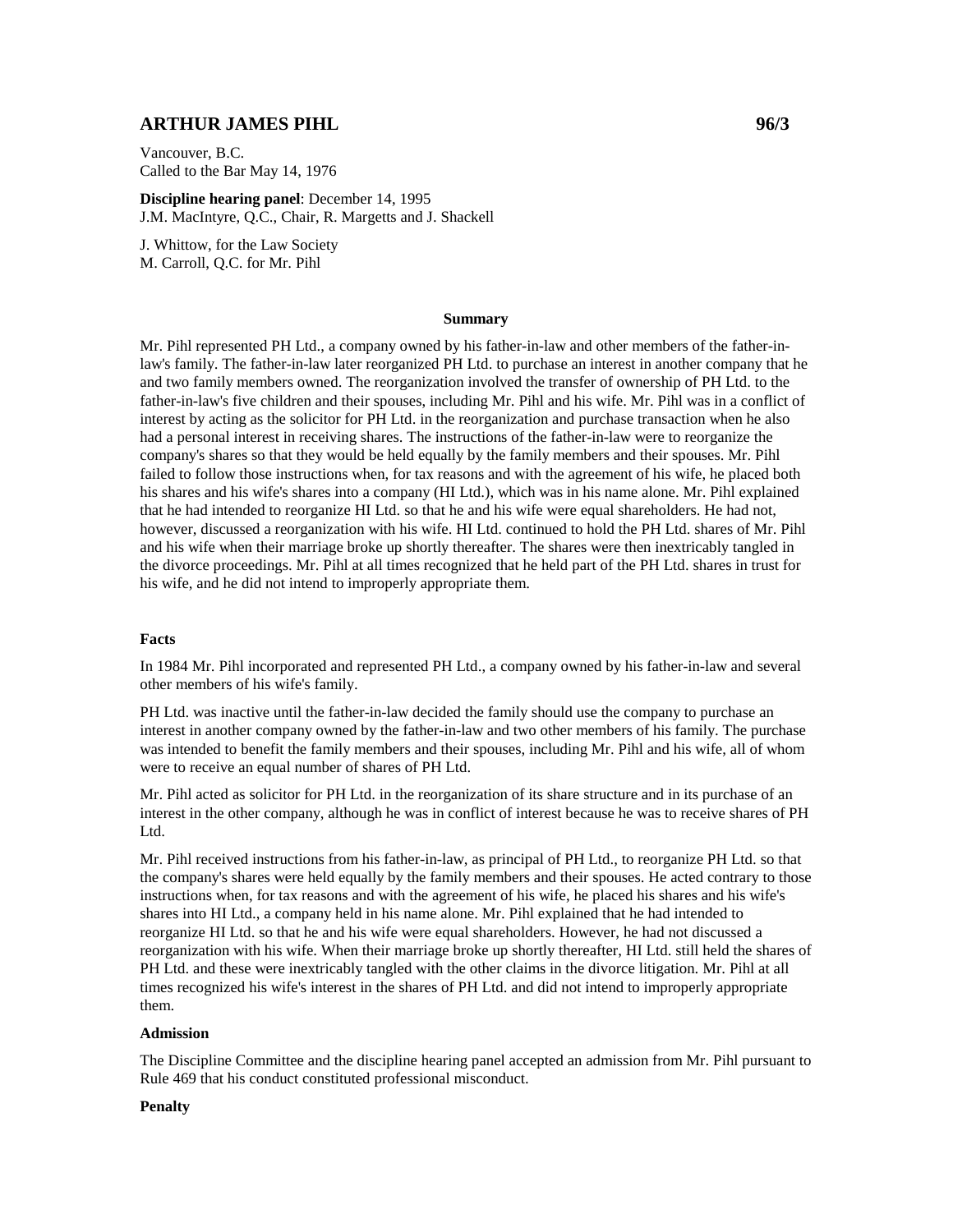## ARTHUR JAMES PIHL 96/3

Vancouver, B.C.
Called to the Bar May 14, 1976

**Discipline hearing panel**: December 14, 1995
J.M. MacIntyre, Q.C., Chair, R. Margetts and J. Shackell

J. Whittow, for the Law Society
M. Carroll, Q.C. for Mr. Pihl

**Summary**

Mr. Pihl represented PH Ltd., a company owned by his father-in-law and other members of the father-in-law's family. The father-in-law later reorganized PH Ltd. to purchase an interest in another company that he and two family members owned. The reorganization involved the transfer of ownership of PH Ltd. to the father-in-law's five children and their spouses, including Mr. Pihl and his wife. Mr. Pihl was in a conflict of interest by acting as the solicitor for PH Ltd. in the reorganization and purchase transaction when he also had a personal interest in receiving shares. The instructions of the father-in-law were to reorganize the company's shares so that they would be held equally by the family members and their spouses. Mr. Pihl failed to follow those instructions when, for tax reasons and with the agreement of his wife, he placed both his shares and his wife's shares into a company (HI Ltd.), which was in his name alone. Mr. Pihl explained that he had intended to reorganize HI Ltd. so that he and his wife were equal shareholders. He had not, however, discussed a reorganization with his wife. HI Ltd. continued to hold the PH Ltd. shares of Mr. Pihl and his wife when their marriage broke up shortly thereafter. The shares were then inextricably tangled in the divorce proceedings. Mr. Pihl at all times recognized that he held part of the PH Ltd. shares in trust for his wife, and he did not intend to improperly appropriate them.

**Facts**

In 1984 Mr. Pihl incorporated and represented PH Ltd., a company owned by his father-in-law and several other members of his wife's family.

PH Ltd. was inactive until the father-in-law decided the family should use the company to purchase an interest in another company owned by the father-in-law and two other members of his family. The purchase was intended to benefit the family members and their spouses, including Mr. Pihl and his wife, all of whom were to receive an equal number of shares of PH Ltd.

Mr. Pihl acted as solicitor for PH Ltd. in the reorganization of its share structure and in its purchase of an interest in the other company, although he was in conflict of interest because he was to receive shares of PH Ltd.

Mr. Pihl received instructions from his father-in-law, as principal of PH Ltd., to reorganize PH Ltd. so that the company's shares were held equally by the family members and their spouses. He acted contrary to those instructions when, for tax reasons and with the agreement of his wife, he placed his shares and his wife's shares into HI Ltd., a company held in his name alone. Mr. Pihl explained that he had intended to reorganize HI Ltd. so that he and his wife were equal shareholders. However, he had not discussed a reorganization with his wife. When their marriage broke up shortly thereafter, HI Ltd. still held the shares of PH Ltd. and these were inextricably tangled with the other claims in the divorce litigation. Mr. Pihl at all times recognized his wife's interest in the shares of PH Ltd. and did not intend to improperly appropriate them.

**Admission**

The Discipline Committee and the discipline hearing panel accepted an admission from Mr. Pihl pursuant to Rule 469 that his conduct constituted professional misconduct.

**Penalty**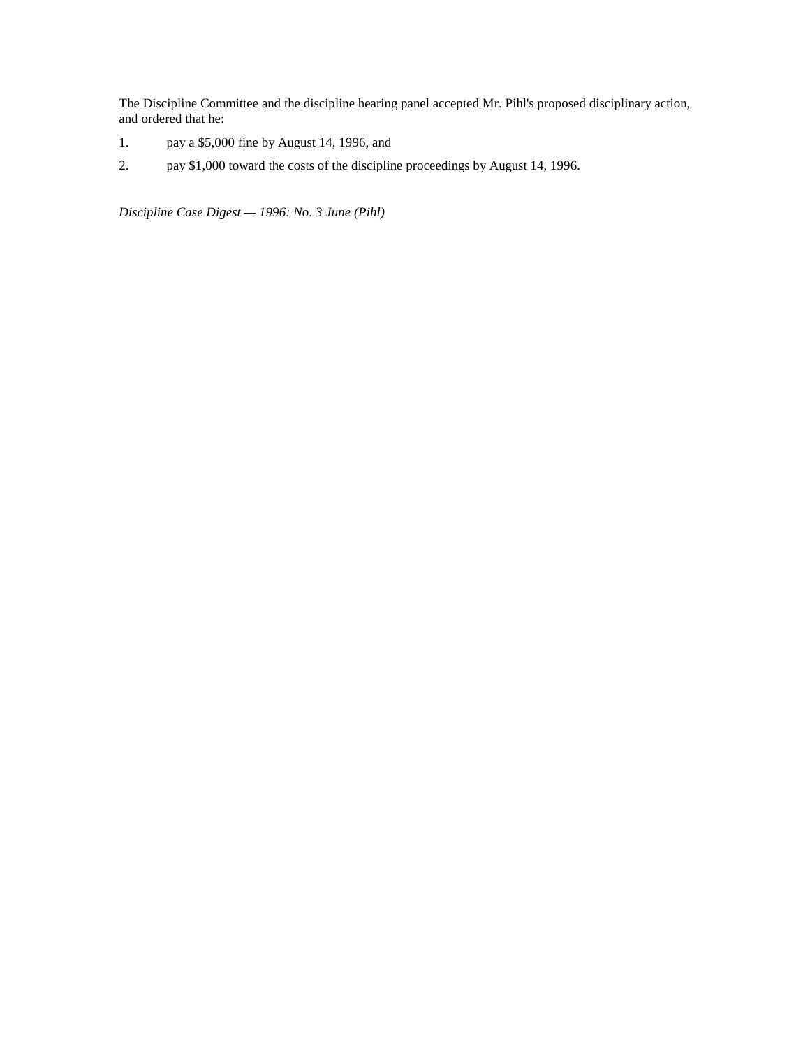The Discipline Committee and the discipline hearing panel accepted Mr. Pihl's proposed disciplinary action, and ordered that he:

1. pay a $5,000 fine by August 14, 1996, and
2. pay $1,000 toward the costs of the discipline proceedings by August 14, 1996.

*Discipline Case Digest — 1996: No. 3 June (Pihl)*